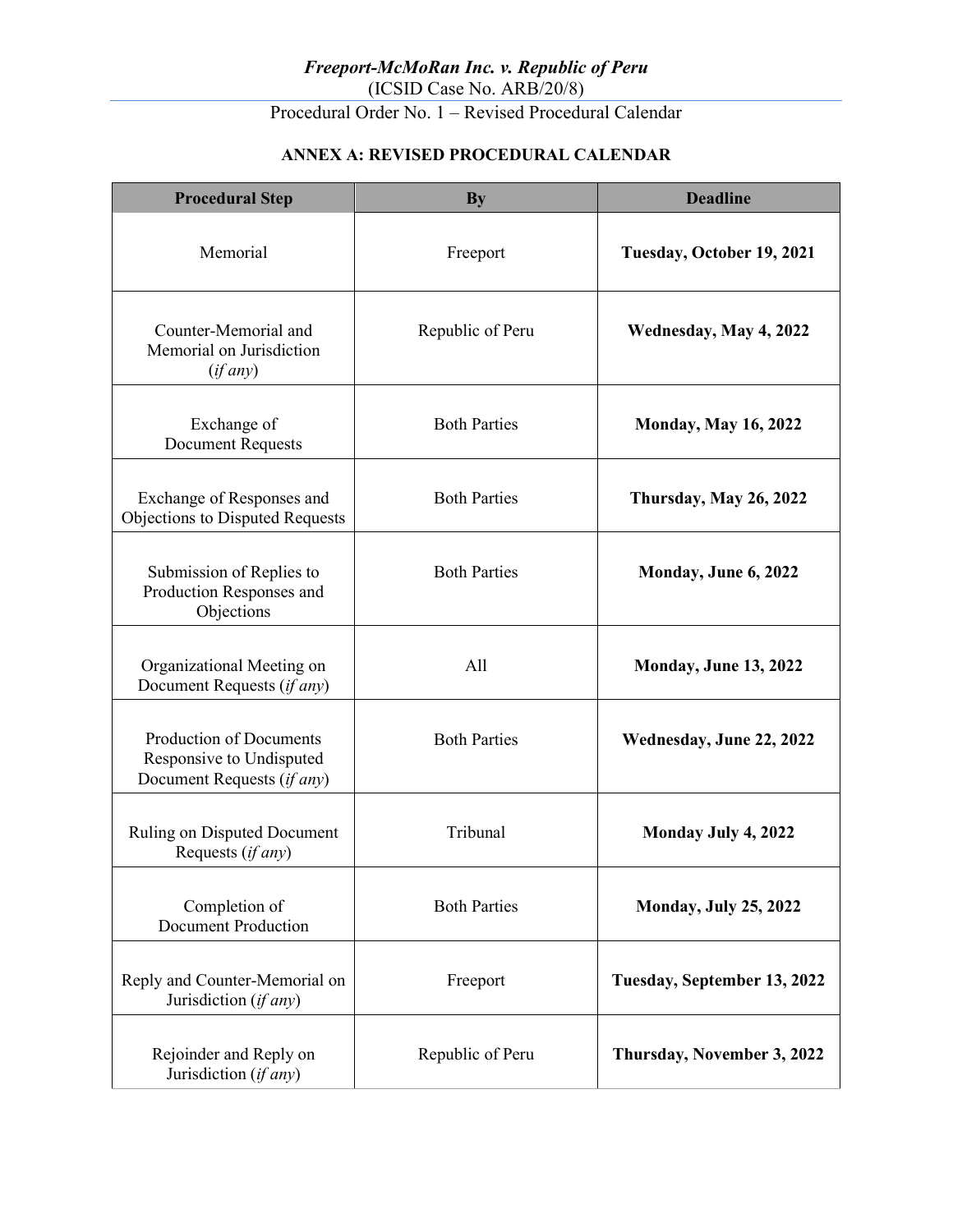*Freeport-McMoRan Inc. v. Republic of Peru*
(ICSID Case No. ARB/20/8)
Procedural Order No. 1 – Revised Procedural Calendar

## ANNEX A: REVISED PROCEDURAL CALENDAR

| Procedural Step | By | Deadline |
|---|---|---|
| Memorial | Freeport | **Tuesday, October 19, 2021** |
| Counter-Memorial and Memorial on Jurisdiction (*if any*) | Republic of Peru | **Wednesday, May 4, 2022** |
| Exchange of Document Requests | Both Parties | **Monday, May 16, 2022** |
| Exchange of Responses and Objections to Disputed Requests | Both Parties | **Thursday, May 26, 2022** |
| Submission of Replies to Production Responses and Objections | Both Parties | **Monday, June 6, 2022** |
| Organizational Meeting on Document Requests (*if any*) | All | **Monday, June 13, 2022** |
| Production of Documents Responsive to Undisputed Document Requests (*if any*) | Both Parties | **Wednesday, June 22, 2022** |
| Ruling on Disputed Document Requests (*if any*) | Tribunal | **Monday July 4, 2022** |
| Completion of Document Production | Both Parties | **Monday, July 25, 2022** |
| Reply and Counter-Memorial on Jurisdiction (*if any*) | Freeport | **Tuesday, September 13, 2022** |
| Rejoinder and Reply on Jurisdiction (*if any*) | Republic of Peru | **Thursday, November 3, 2022** |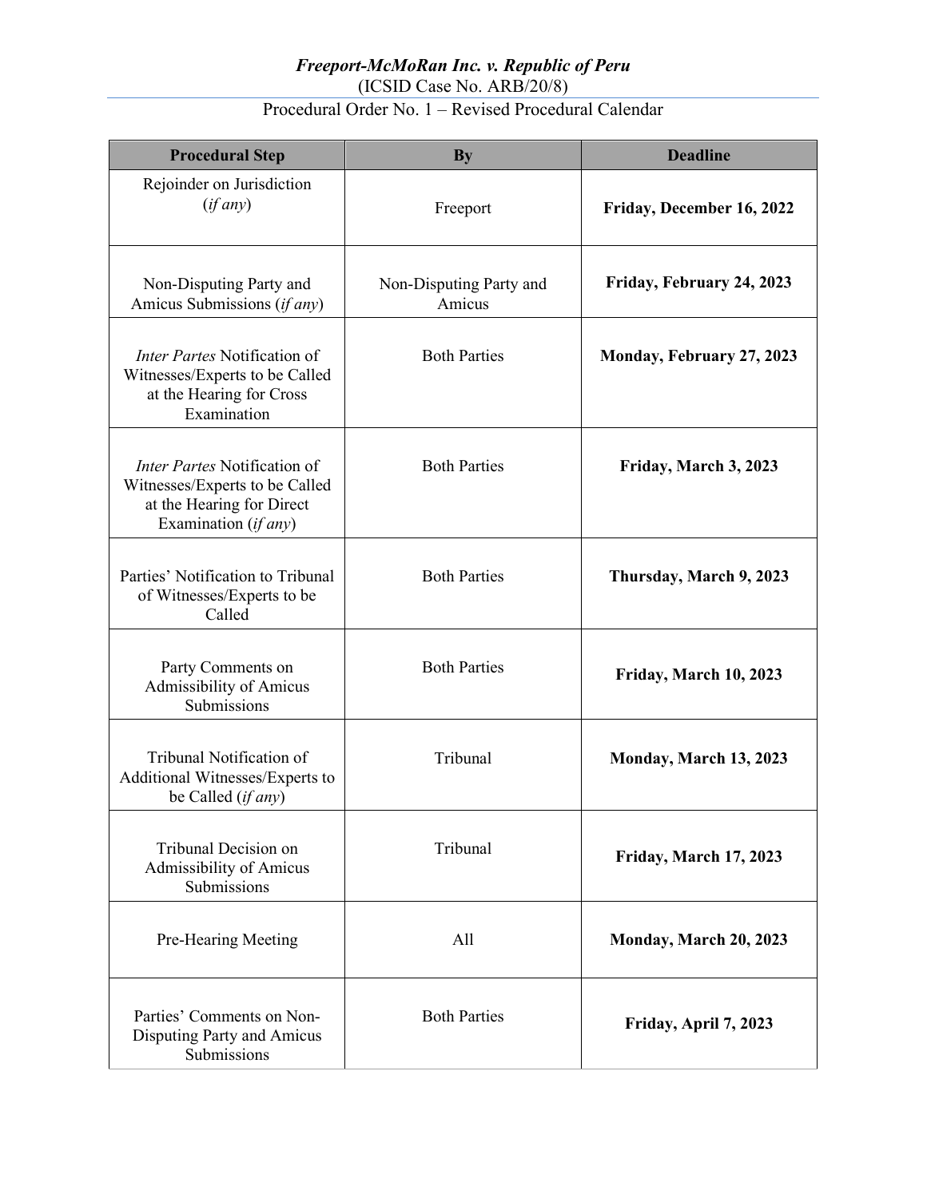***Freeport-McMoRan Inc. v. Republic of Peru***
(ICSID Case No. ARB/20/8)

Procedural Order No. 1 – Revised Procedural Calendar

| Procedural Step | By | Deadline |
|---|---|---|
| Rejoinder on Jurisdiction (*if any*) | Freeport | **Friday, December 16, 2022** |
| Non-Disputing Party and Amicus Submissions (*if any*) | Non-Disputing Party and Amicus | **Friday, February 24, 2023** |
| *Inter Partes* Notification of Witnesses/Experts to be Called at the Hearing for Cross Examination | Both Parties | **Monday, February 27, 2023** |
| *Inter Partes* Notification of Witnesses/Experts to be Called at the Hearing for Direct Examination (*if any*) | Both Parties | **Friday, March 3, 2023** |
| Parties' Notification to Tribunal of Witnesses/Experts to be Called | Both Parties | **Thursday, March 9, 2023** |
| Party Comments on Admissibility of Amicus Submissions | Both Parties | **Friday, March 10, 2023** |
| Tribunal Notification of Additional Witnesses/Experts to be Called (*if any*) | Tribunal | **Monday, March 13, 2023** |
| Tribunal Decision on Admissibility of Amicus Submissions | Tribunal | **Friday, March 17, 2023** |
| Pre-Hearing Meeting | All | **Monday, March 20, 2023** |
| Parties' Comments on Non-Disputing Party and Amicus Submissions | Both Parties | **Friday, April 7, 2023** |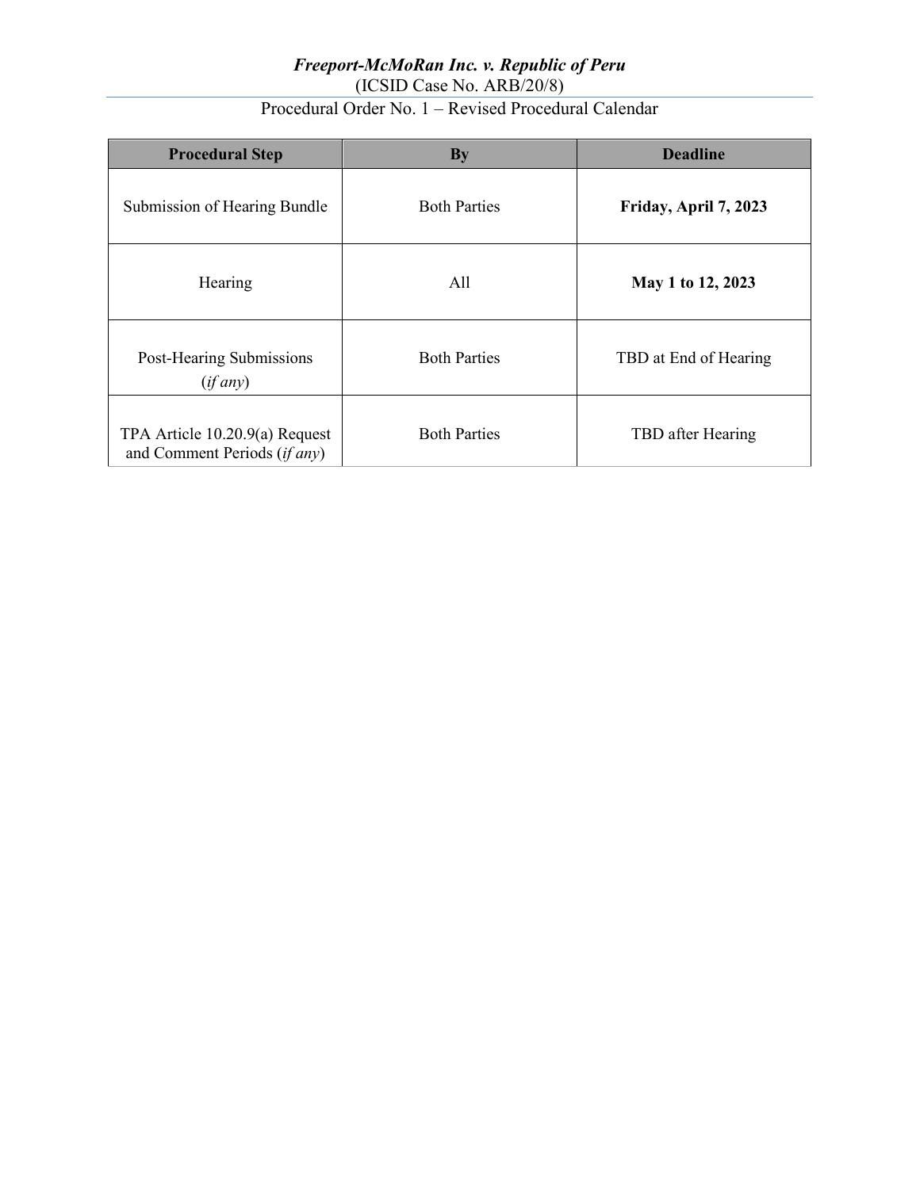| Procedural Step | By | Deadline |
|---|---|---|
| Submission of Hearing Bundle | Both Parties | **Friday, April 7, 2023** |
| Hearing | All | **May 1 to 12, 2023** |
| Post-Hearing Submissions (*if any*) | Both Parties | TBD at End of Hearing |
| TPA Article 10.20.9(a) Request and Comment Periods (*if any*) | Both Parties | TBD after Hearing |